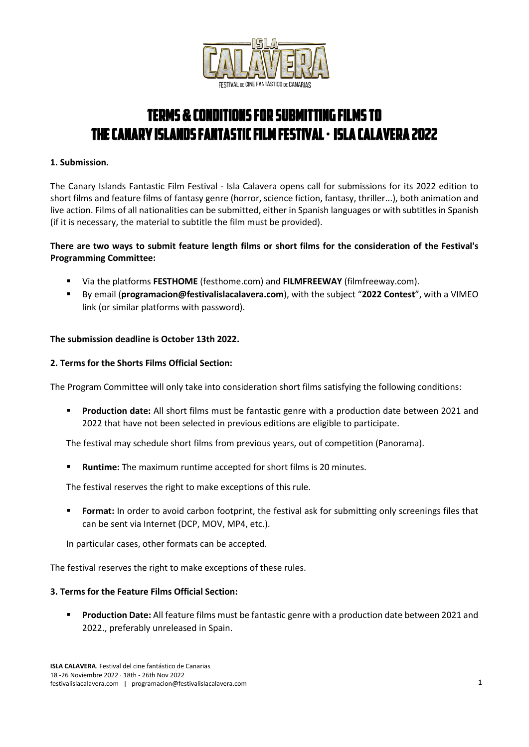# TERMS & CONDITIONS FOR SUBMITTING FILMS TO THE CANARY ISLANDS FANTASTIC FILM FESTIVAL · ISLA CALAVERA 2022

**1. Submission.**

The Canary Islands Fantastic Film Festival - Isla Calavera opens call for submissions for its 2022 edition to short films and feature films of fantasy genre (horror, science fiction, fantasy, thriller...), both animation and live action. Films of all nationalities can be submitted, either in Spanish languages or with subtitles in Spanish (if it is necessary, the material to subtitle the film must be provided).

**There are two ways to submit feature length films or short films for the consideration of the Festival's Programming Committee:**

- Via the platforms **FESTHOME** (festhome.com) and **FILMFREEWAY** (filmfreeway.com).
- By email (**programacion@festivalislacalavera.com**), with the subject "**2022 Contest**", with a VIMEO link (or similar platforms with password).

**The submission deadline is October 13th 2022.**

**2. Terms for the Shorts Films Official Section:**

The Program Committee will only take into consideration short films satisfying the following conditions:

- **Production date:** All short films must be fantastic genre with a production date between 2021 and 2022 that have not been selected in previous editions are eligible to participate.

  The festival may schedule short films from previous years, out of competition (Panorama).

- **Runtime:** The maximum runtime accepted for short films is 20 minutes.

  The festival reserves the right to make exceptions of this rule.

- **Format:** In order to avoid carbon footprint, the festival ask for submitting only screenings files that can be sent via Internet (DCP, MOV, MP4, etc.).

  In particular cases, other formats can be accepted.

The festival reserves the right to make exceptions of these rules.

**3. Terms for the Feature Films Official Section:**

- **Production Date:** All feature films must be fantastic genre with a production date between 2021 and 2022., preferably unreleased in Spain.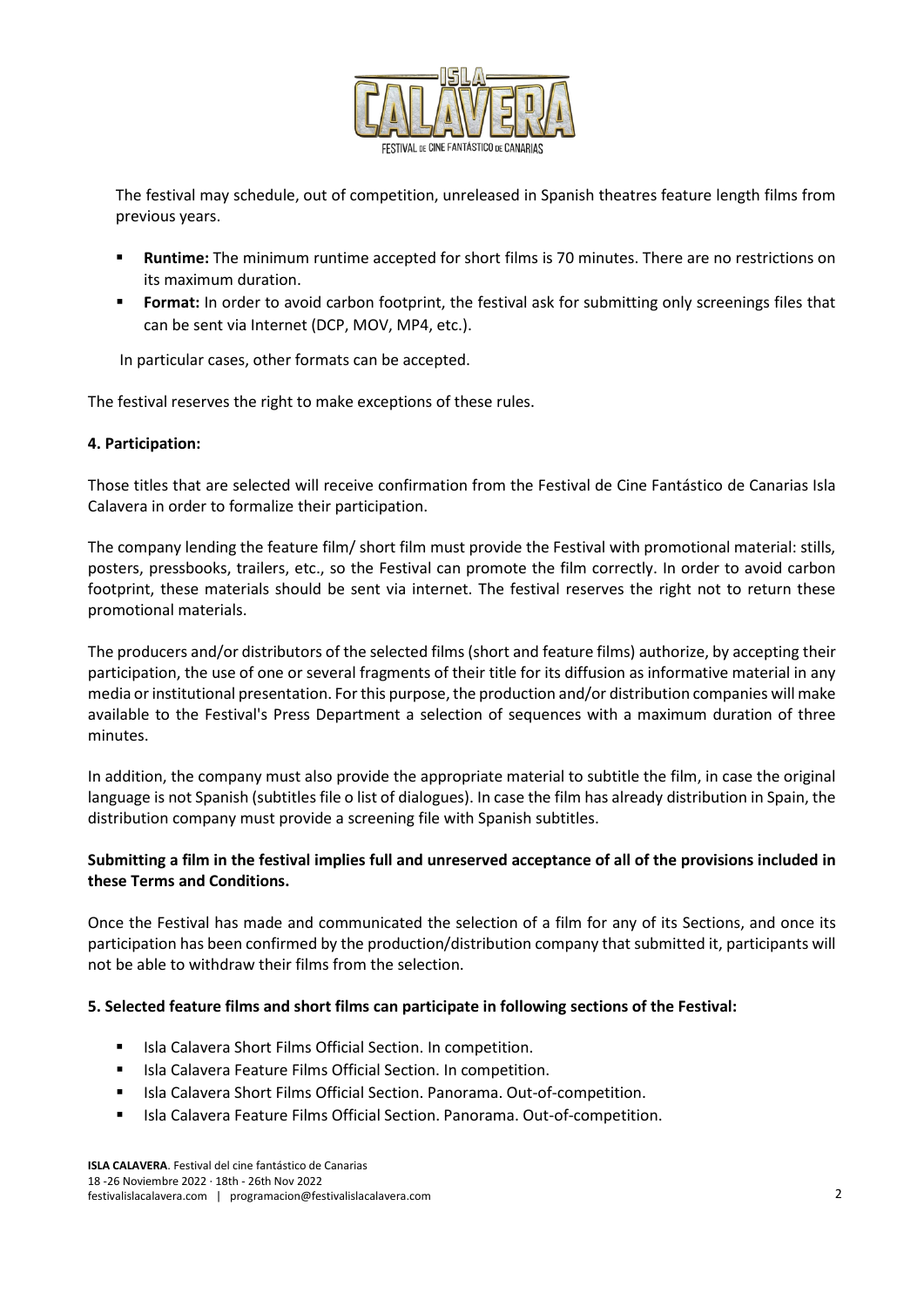The festival may schedule, out of competition, unreleased in Spanish theatres feature length films from previous years.

- **Runtime:** The minimum runtime accepted for short films is 70 minutes. There are no restrictions on its maximum duration.
- **Format:** In order to avoid carbon footprint, the festival ask for submitting only screenings files that can be sent via Internet (DCP, MOV, MP4, etc.).

In particular cases, other formats can be accepted.

The festival reserves the right to make exceptions of these rules.

**4. Participation:**

Those titles that are selected will receive confirmation from the Festival de Cine Fantástico de Canarias Isla Calavera in order to formalize their participation.

The company lending the feature film/ short film must provide the Festival with promotional material: stills, posters, pressbooks, trailers, etc., so the Festival can promote the film correctly. In order to avoid carbon footprint, these materials should be sent via internet. The festival reserves the right not to return these promotional materials.

The producers and/or distributors of the selected films (short and feature films) authorize, by accepting their participation, the use of one or several fragments of their title for its diffusion as informative material in any media or institutional presentation. For this purpose, the production and/or distribution companies will make available to the Festival's Press Department a selection of sequences with a maximum duration of three minutes.

In addition, the company must also provide the appropriate material to subtitle the film, in case the original language is not Spanish (subtitles file o list of dialogues). In case the film has already distribution in Spain, the distribution company must provide a screening file with Spanish subtitles.

**Submitting a film in the festival implies full and unreserved acceptance of all of the provisions included in these Terms and Conditions.**

Once the Festival has made and communicated the selection of a film for any of its Sections, and once its participation has been confirmed by the production/distribution company that submitted it, participants will not be able to withdraw their films from the selection.

**5. Selected feature films and short films can participate in following sections of the Festival:**

- Isla Calavera Short Films Official Section. In competition.
- Isla Calavera Feature Films Official Section. In competition.
- Isla Calavera Short Films Official Section. Panorama. Out-of-competition.
- Isla Calavera Feature Films Official Section. Panorama. Out-of-competition.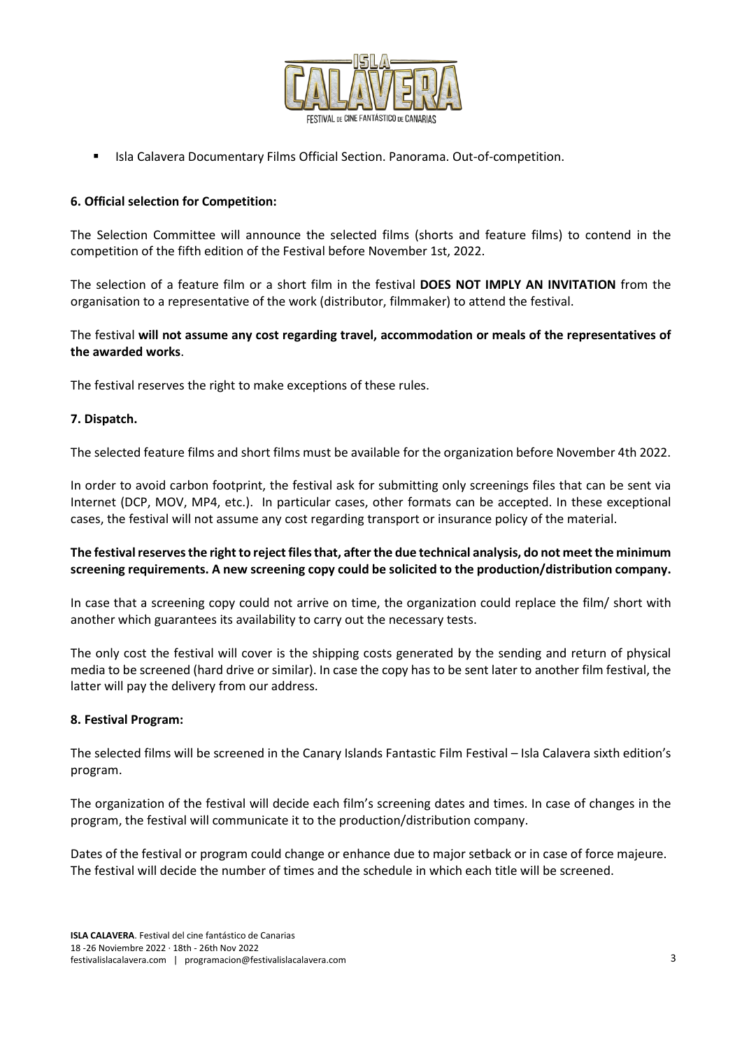- Isla Calavera Documentary Films Official Section. Panorama. Out-of-competition.

### 6. Official selection for Competition:

The Selection Committee will announce the selected films (shorts and feature films) to contend in the competition of the fifth edition of the Festival before November 1st, 2022.

The selection of a feature film or a short film in the festival **DOES NOT IMPLY AN INVITATION** from the organisation to a representative of the work (distributor, filmmaker) to attend the festival.

The festival **will not assume any cost regarding travel, accommodation or meals of the representatives of the awarded works**.

The festival reserves the right to make exceptions of these rules.

### 7. Dispatch.

The selected feature films and short films must be available for the organization before November 4th 2022.

In order to avoid carbon footprint, the festival ask for submitting only screenings files that can be sent via Internet (DCP, MOV, MP4, etc.). In particular cases, other formats can be accepted. In these exceptional cases, the festival will not assume any cost regarding transport or insurance policy of the material.

**The festival reserves the right to reject files that, after the due technical analysis, do not meet the minimum screening requirements. A new screening copy could be solicited to the production/distribution company.**

In case that a screening copy could not arrive on time, the organization could replace the film/ short with another which guarantees its availability to carry out the necessary tests.

The only cost the festival will cover is the shipping costs generated by the sending and return of physical media to be screened (hard drive or similar). In case the copy has to be sent later to another film festival, the latter will pay the delivery from our address.

### 8. Festival Program:

The selected films will be screened in the Canary Islands Fantastic Film Festival – Isla Calavera sixth edition's program.

The organization of the festival will decide each film's screening dates and times. In case of changes in the program, the festival will communicate it to the production/distribution company.

Dates of the festival or program could change or enhance due to major setback or in case of force majeure. The festival will decide the number of times and the schedule in which each title will be screened.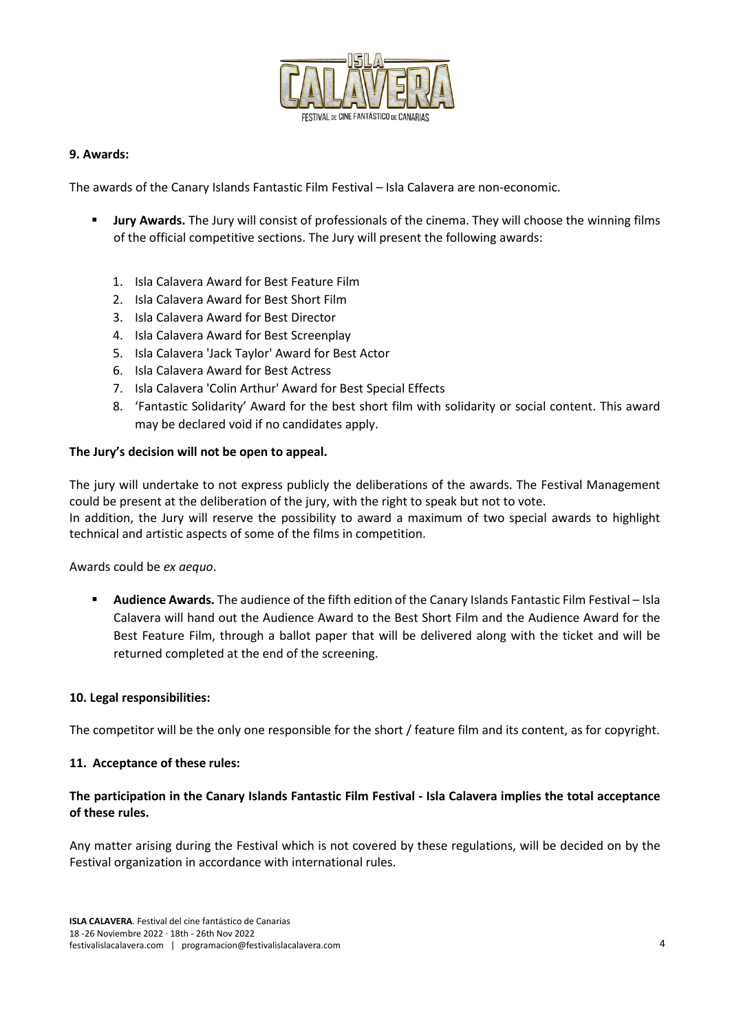## 9. Awards:

The awards of the Canary Islands Fantastic Film Festival – Isla Calavera are non-economic.

- **Jury Awards.** The Jury will consist of professionals of the cinema. They will choose the winning films of the official competitive sections. The Jury will present the following awards:

  1. Isla Calavera Award for Best Feature Film
  2. Isla Calavera Award for Best Short Film
  3. Isla Calavera Award for Best Director
  4. Isla Calavera Award for Best Screenplay
  5. Isla Calavera 'Jack Taylor' Award for Best Actor
  6. Isla Calavera Award for Best Actress
  7. Isla Calavera 'Colin Arthur' Award for Best Special Effects
  8. 'Fantastic Solidarity' Award for the best short film with solidarity or social content. This award may be declared void if no candidates apply.

**The Jury's decision will not be open to appeal.**

The jury will undertake to not express publicly the deliberations of the awards. The Festival Management could be present at the deliberation of the jury, with the right to speak but not to vote.
In addition, the Jury will reserve the possibility to award a maximum of two special awards to highlight technical and artistic aspects of some of the films in competition.

Awards could be *ex aequo*.

- **Audience Awards.** The audience of the fifth edition of the Canary Islands Fantastic Film Festival – Isla Calavera will hand out the Audience Award to the Best Short Film and the Audience Award for the Best Feature Film, through a ballot paper that will be delivered along with the ticket and will be returned completed at the end of the screening.

## 10. Legal responsibilities:

The competitor will be the only one responsible for the short / feature film and its content, as for copyright.

## 11. Acceptance of these rules:

**The participation in the Canary Islands Fantastic Film Festival - Isla Calavera implies the total acceptance of these rules.**

Any matter arising during the Festival which is not covered by these regulations, will be decided on by the Festival organization in accordance with international rules.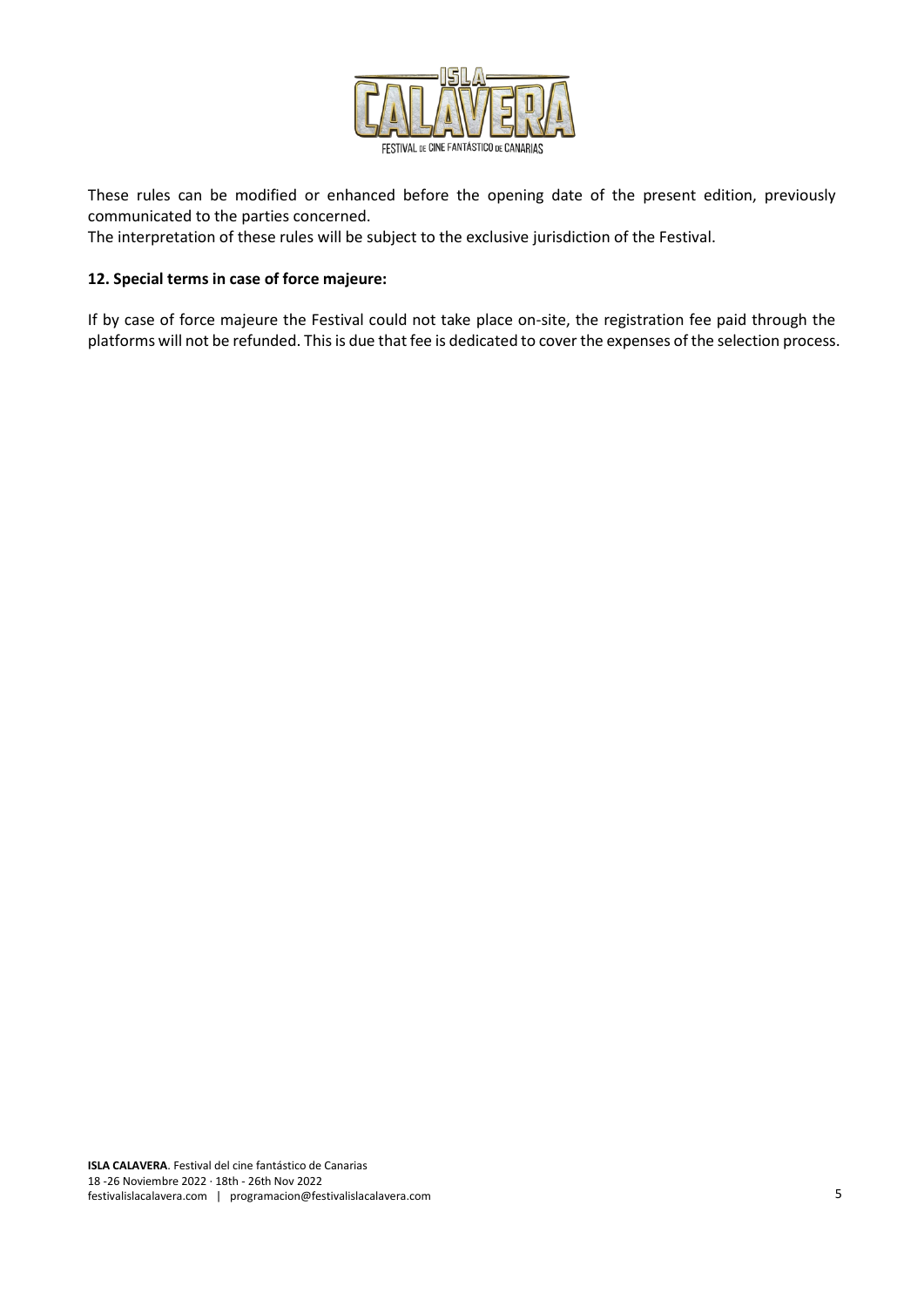These rules can be modified or enhanced before the opening date of the present edition, previously communicated to the parties concerned.
The interpretation of these rules will be subject to the exclusive jurisdiction of the Festival.

**12. Special terms in case of force majeure:**

If by case of force majeure the Festival could not take place on-site, the registration fee paid through the platforms will not be refunded. This is due that fee is dedicated to cover the expenses of the selection process.